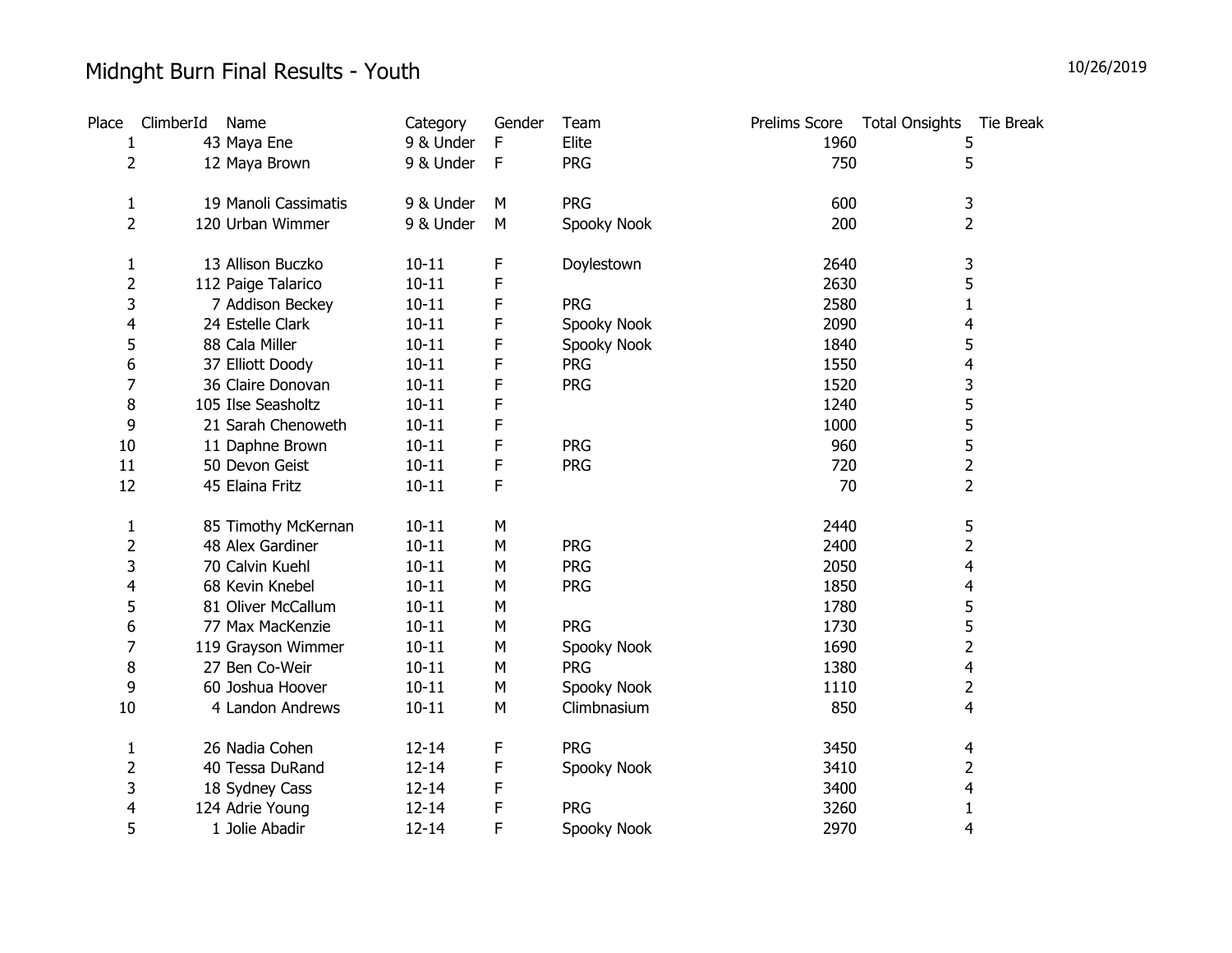# Midnght Burn Final Results - Youth

10/26/2019

| Place | ClimberId | Name | Category | Gender | Team | Prelims Score | Total Onsights | Tie Break |
|---|---|---|---|---|---|---|---|---|
| 1 | 43 | Maya Ene | 9 & Under | F | Elite | 1960 | 5 | |
| 2 | 12 | Maya Brown | 9 & Under | F | PRG | 750 | 5 | |
| | | | | | | | | |
| 1 | 19 | Manoli Cassimatis | 9 & Under | M | PRG | 600 | 3 | |
| 2 | 120 | Urban Wimmer | 9 & Under | M | Spooky Nook | 200 | 2 | |
| | | | | | | | | |
| 1 | 13 | Allison Buczko | 10-11 | F | Doylestown | 2640 | 3 | |
| 2 | 112 | Paige Talarico | 10-11 | F | | 2630 | 5 | |
| 3 | 7 | Addison Beckey | 10-11 | F | PRG | 2580 | 1 | |
| 4 | 24 | Estelle Clark | 10-11 | F | Spooky Nook | 2090 | 4 | |
| 5 | 88 | Cala Miller | 10-11 | F | Spooky Nook | 1840 | 5 | |
| 6 | 37 | Elliott Doody | 10-11 | F | PRG | 1550 | 4 | |
| 7 | 36 | Claire Donovan | 10-11 | F | PRG | 1520 | 3 | |
| 8 | 105 | Ilse Seasholtz | 10-11 | F | | 1240 | 5 | |
| 9 | 21 | Sarah Chenoweth | 10-11 | F | | 1000 | 5 | |
| 10 | 11 | Daphne Brown | 10-11 | F | PRG | 960 | 5 | |
| 11 | 50 | Devon Geist | 10-11 | F | PRG | 720 | 2 | |
| 12 | 45 | Elaina Fritz | 10-11 | F | | 70 | 2 | |
| | | | | | | | | |
| 1 | 85 | Timothy McKernan | 10-11 | M | | 2440 | 5 | |
| 2 | 48 | Alex Gardiner | 10-11 | M | PRG | 2400 | 2 | |
| 3 | 70 | Calvin Kuehl | 10-11 | M | PRG | 2050 | 4 | |
| 4 | 68 | Kevin Knebel | 10-11 | M | PRG | 1850 | 4 | |
| 5 | 81 | Oliver McCallum | 10-11 | M | | 1780 | 5 | |
| 6 | 77 | Max MacKenzie | 10-11 | M | PRG | 1730 | 5 | |
| 7 | 119 | Grayson Wimmer | 10-11 | M | Spooky Nook | 1690 | 2 | |
| 8 | 27 | Ben Co-Weir | 10-11 | M | PRG | 1380 | 4 | |
| 9 | 60 | Joshua Hoover | 10-11 | M | Spooky Nook | 1110 | 2 | |
| 10 | 4 | Landon Andrews | 10-11 | M | Climbnasium | 850 | 4 | |
| | | | | | | | | |
| 1 | 26 | Nadia Cohen | 12-14 | F | PRG | 3450 | 4 | |
| 2 | 40 | Tessa DuRand | 12-14 | F | Spooky Nook | 3410 | 2 | |
| 3 | 18 | Sydney Cass | 12-14 | F | | 3400 | 4 | |
| 4 | 124 | Adrie Young | 12-14 | F | PRG | 3260 | 1 | |
| 5 | 1 | Jolie Abadir | 12-14 | F | Spooky Nook | 2970 | 4 | |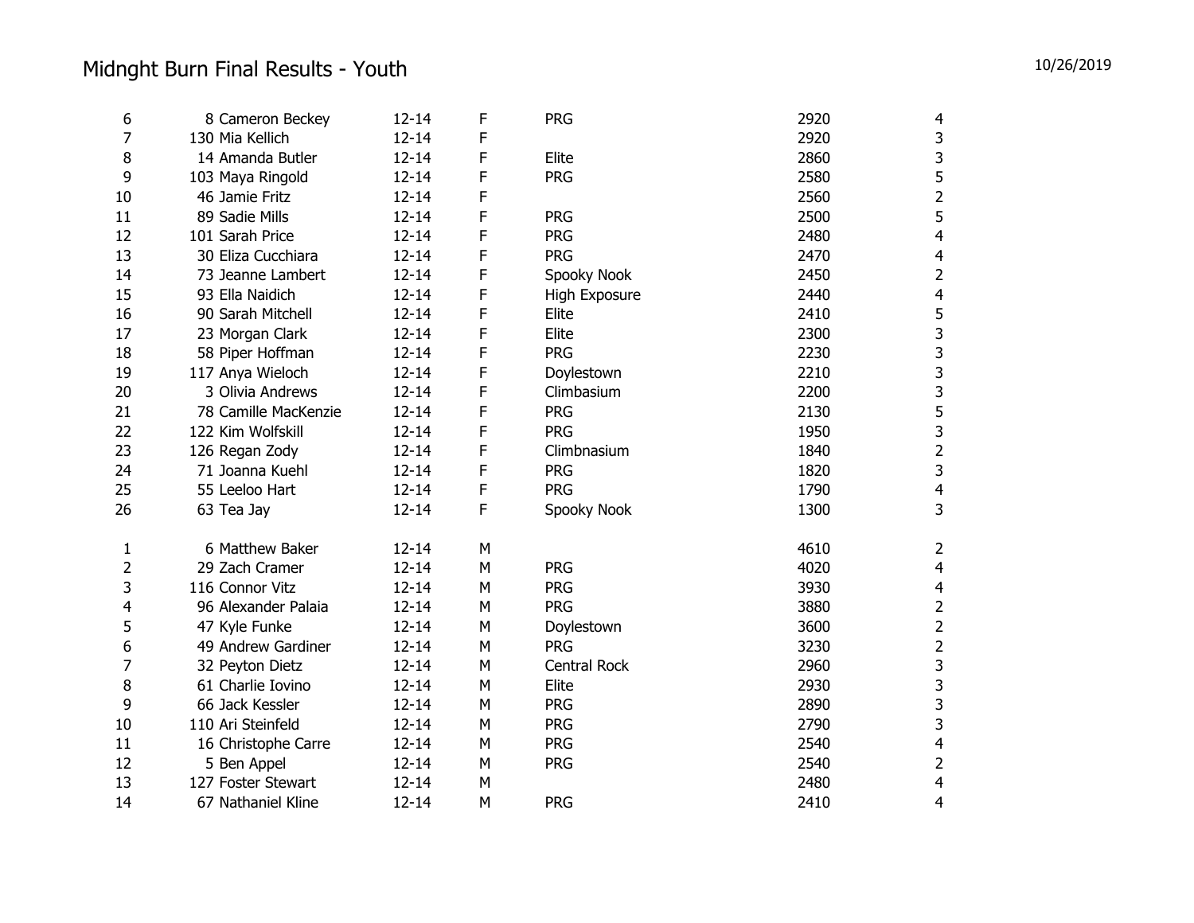# Midnght Burn Final Results - Youth

10/26/2019

| | | | | | | |
|---|---|---|---|---|---|---|
| 6 | 8 Cameron Beckey | 12-14 | F | PRG | 2920 | 4 |
| 7 | 130 Mia Kellich | 12-14 | F | | 2920 | 3 |
| 8 | 14 Amanda Butler | 12-14 | F | Elite | 2860 | 3 |
| 9 | 103 Maya Ringold | 12-14 | F | PRG | 2580 | 5 |
| 10 | 46 Jamie Fritz | 12-14 | F | | 2560 | 2 |
| 11 | 89 Sadie Mills | 12-14 | F | PRG | 2500 | 5 |
| 12 | 101 Sarah Price | 12-14 | F | PRG | 2480 | 4 |
| 13 | 30 Eliza Cucchiara | 12-14 | F | PRG | 2470 | 4 |
| 14 | 73 Jeanne Lambert | 12-14 | F | Spooky Nook | 2450 | 2 |
| 15 | 93 Ella Naidich | 12-14 | F | High Exposure | 2440 | 4 |
| 16 | 90 Sarah Mitchell | 12-14 | F | Elite | 2410 | 5 |
| 17 | 23 Morgan Clark | 12-14 | F | Elite | 2300 | 3 |
| 18 | 58 Piper Hoffman | 12-14 | F | PRG | 2230 | 3 |
| 19 | 117 Anya Wieloch | 12-14 | F | Doylestown | 2210 | 3 |
| 20 | 3 Olivia Andrews | 12-14 | F | Climbasium | 2200 | 3 |
| 21 | 78 Camille MacKenzie | 12-14 | F | PRG | 2130 | 5 |
| 22 | 122 Kim Wolfskill | 12-14 | F | PRG | 1950 | 3 |
| 23 | 126 Regan Zody | 12-14 | F | Climbnasium | 1840 | 2 |
| 24 | 71 Joanna Kuehl | 12-14 | F | PRG | 1820 | 3 |
| 25 | 55 Leeloo Hart | 12-14 | F | PRG | 1790 | 4 |
| 26 | 63 Tea Jay | 12-14 | F | Spooky Nook | 1300 | 3 |

| | | | | | | |
|---|---|---|---|---|---|---|
| 1 | 6 Matthew Baker | 12-14 | M | | 4610 | 2 |
| 2 | 29 Zach Cramer | 12-14 | M | PRG | 4020 | 4 |
| 3 | 116 Connor Vitz | 12-14 | M | PRG | 3930 | 4 |
| 4 | 96 Alexander Palaia | 12-14 | M | PRG | 3880 | 2 |
| 5 | 47 Kyle Funke | 12-14 | M | Doylestown | 3600 | 2 |
| 6 | 49 Andrew Gardiner | 12-14 | M | PRG | 3230 | 2 |
| 7 | 32 Peyton Dietz | 12-14 | M | Central Rock | 2960 | 3 |
| 8 | 61 Charlie Iovino | 12-14 | M | Elite | 2930 | 3 |
| 9 | 66 Jack Kessler | 12-14 | M | PRG | 2890 | 3 |
| 10 | 110 Ari Steinfeld | 12-14 | M | PRG | 2790 | 3 |
| 11 | 16 Christophe Carre | 12-14 | M | PRG | 2540 | 4 |
| 12 | 5 Ben Appel | 12-14 | M | PRG | 2540 | 2 |
| 13 | 127 Foster Stewart | 12-14 | M | | 2480 | 4 |
| 14 | 67 Nathaniel Kline | 12-14 | M | PRG | 2410 | 4 |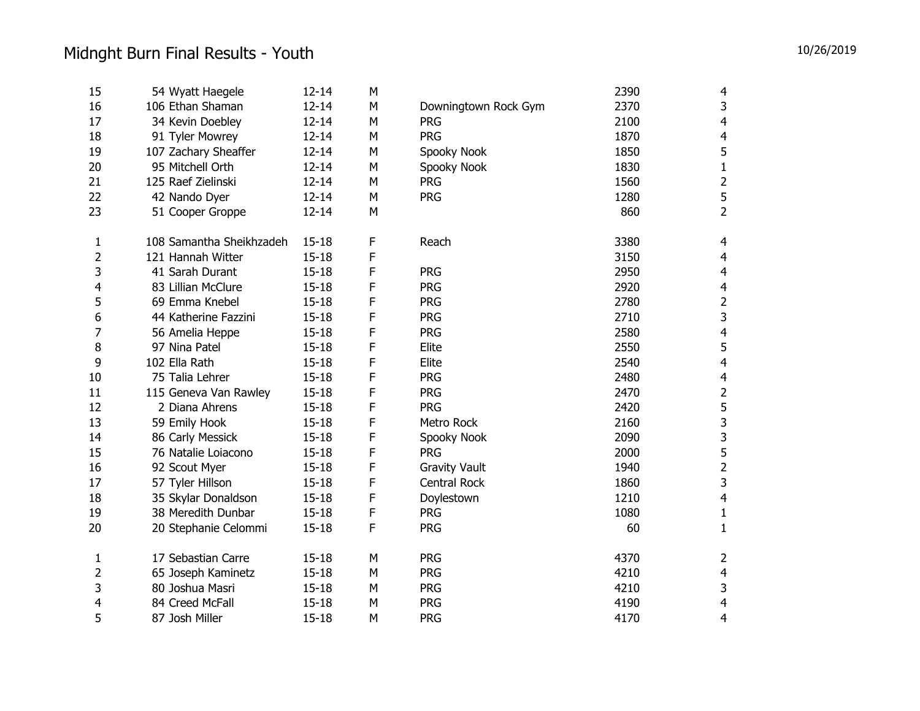# Midnght Burn Final Results - Youth

10/26/2019

| | | | | | | |
|---|---|---|---|---|---|---|
| 15 | 54 Wyatt Haegele | 12-14 | M | | 2390 | 4 |
| 16 | 106 Ethan Shaman | 12-14 | M | Downingtown Rock Gym | 2370 | 3 |
| 17 | 34 Kevin Doebley | 12-14 | M | PRG | 2100 | 4 |
| 18 | 91 Tyler Mowrey | 12-14 | M | PRG | 1870 | 4 |
| 19 | 107 Zachary Sheaffer | 12-14 | M | Spooky Nook | 1850 | 5 |
| 20 | 95 Mitchell Orth | 12-14 | M | Spooky Nook | 1830 | 1 |
| 21 | 125 Raef Zielinski | 12-14 | M | PRG | 1560 | 2 |
| 22 | 42 Nando Dyer | 12-14 | M | PRG | 1280 | 5 |
| 23 | 51 Cooper Groppe | 12-14 | M | | 860 | 2 |
| | | | | | | |
| 1 | 108 Samantha Sheikhzadeh | 15-18 | F | Reach | 3380 | 4 |
| 2 | 121 Hannah Witter | 15-18 | F | | 3150 | 4 |
| 3 | 41 Sarah Durant | 15-18 | F | PRG | 2950 | 4 |
| 4 | 83 Lillian McClure | 15-18 | F | PRG | 2920 | 4 |
| 5 | 69 Emma Knebel | 15-18 | F | PRG | 2780 | 2 |
| 6 | 44 Katherine Fazzini | 15-18 | F | PRG | 2710 | 3 |
| 7 | 56 Amelia Heppe | 15-18 | F | PRG | 2580 | 4 |
| 8 | 97 Nina Patel | 15-18 | F | Elite | 2550 | 5 |
| 9 | 102 Ella Rath | 15-18 | F | Elite | 2540 | 4 |
| 10 | 75 Talia Lehrer | 15-18 | F | PRG | 2480 | 4 |
| 11 | 115 Geneva Van Rawley | 15-18 | F | PRG | 2470 | 2 |
| 12 | 2 Diana Ahrens | 15-18 | F | PRG | 2420 | 5 |
| 13 | 59 Emily Hook | 15-18 | F | Metro Rock | 2160 | 3 |
| 14 | 86 Carly Messick | 15-18 | F | Spooky Nook | 2090 | 3 |
| 15 | 76 Natalie Loiacono | 15-18 | F | PRG | 2000 | 5 |
| 16 | 92 Scout Myer | 15-18 | F | Gravity Vault | 1940 | 2 |
| 17 | 57 Tyler Hillson | 15-18 | F | Central Rock | 1860 | 3 |
| 18 | 35 Skylar Donaldson | 15-18 | F | Doylestown | 1210 | 4 |
| 19 | 38 Meredith Dunbar | 15-18 | F | PRG | 1080 | 1 |
| 20 | 20 Stephanie Celommi | 15-18 | F | PRG | 60 | 1 |
| | | | | | | |
| 1 | 17 Sebastian Carre | 15-18 | M | PRG | 4370 | 2 |
| 2 | 65 Joseph Kaminetz | 15-18 | M | PRG | 4210 | 4 |
| 3 | 80 Joshua Masri | 15-18 | M | PRG | 4210 | 3 |
| 4 | 84 Creed McFall | 15-18 | M | PRG | 4190 | 4 |
| 5 | 87 Josh Miller | 15-18 | M | PRG | 4170 | 4 |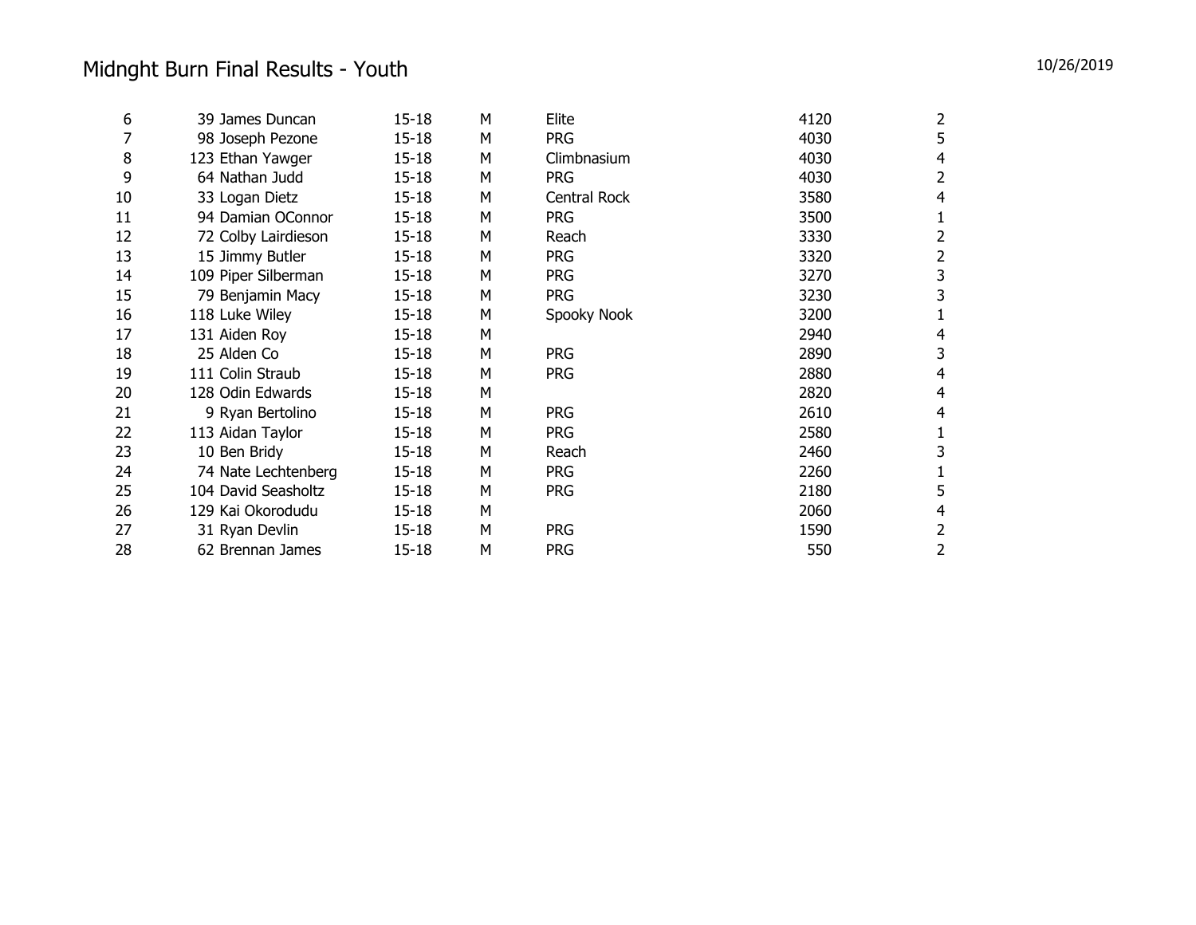# Midnght Burn Final Results - Youth

10/26/2019

| | | | | | | | |
|---|---|---|---|---|---|---|---|
| 6 | 39 | James Duncan | 15-18 | M | Elite | 4120 | 2 |
| 7 | 98 | Joseph Pezone | 15-18 | M | PRG | 4030 | 5 |
| 8 | 123 | Ethan Yawger | 15-18 | M | Climbnasium | 4030 | 4 |
| 9 | 64 | Nathan Judd | 15-18 | M | PRG | 4030 | 2 |
| 10 | 33 | Logan Dietz | 15-18 | M | Central Rock | 3580 | 4 |
| 11 | 94 | Damian OConnor | 15-18 | M | PRG | 3500 | 1 |
| 12 | 72 | Colby Lairdieson | 15-18 | M | Reach | 3330 | 2 |
| 13 | 15 | Jimmy Butler | 15-18 | M | PRG | 3320 | 2 |
| 14 | 109 | Piper Silberman | 15-18 | M | PRG | 3270 | 3 |
| 15 | 79 | Benjamin Macy | 15-18 | M | PRG | 3230 | 3 |
| 16 | 118 | Luke Wiley | 15-18 | M | Spooky Nook | 3200 | 1 |
| 17 | 131 | Aiden Roy | 15-18 | M | | 2940 | 4 |
| 18 | 25 | Alden Co | 15-18 | M | PRG | 2890 | 3 |
| 19 | 111 | Colin Straub | 15-18 | M | PRG | 2880 | 4 |
| 20 | 128 | Odin Edwards | 15-18 | M | | 2820 | 4 |
| 21 | 9 | Ryan Bertolino | 15-18 | M | PRG | 2610 | 4 |
| 22 | 113 | Aidan Taylor | 15-18 | M | PRG | 2580 | 1 |
| 23 | 10 | Ben Bridy | 15-18 | M | Reach | 2460 | 3 |
| 24 | 74 | Nate Lechtenberg | 15-18 | M | PRG | 2260 | 1 |
| 25 | 104 | David Seasholtz | 15-18 | M | PRG | 2180 | 5 |
| 26 | 129 | Kai Okorodudu | 15-18 | M | | 2060 | 4 |
| 27 | 31 | Ryan Devlin | 15-18 | M | PRG | 1590 | 2 |
| 28 | 62 | Brennan James | 15-18 | M | PRG | 550 | 2 |